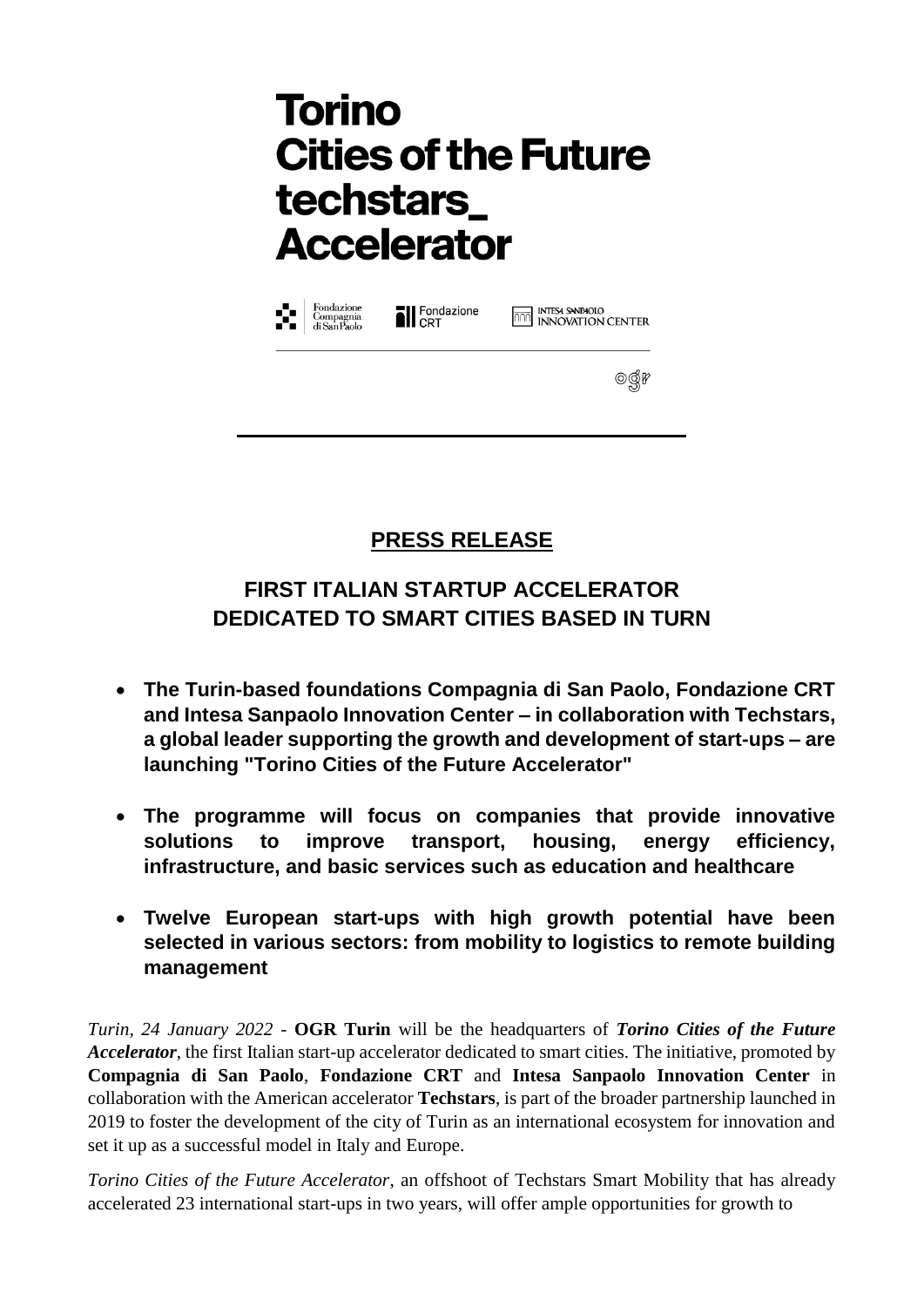# Torino Cities of the Future techstars_ Accelerator

Fondazione Compagnia di San Paolo | Fondazione CRT | INTESA SANPAOLO INNOVATION CENTER

ogr

## PRESS RELEASE

## FIRST ITALIAN STARTUP ACCELERATOR DEDICATED TO SMART CITIES BASED IN TURN

- **The Turin-based foundations Compagnia di San Paolo, Fondazione CRT and Intesa Sanpaolo Innovation Center – in collaboration with Techstars, a global leader supporting the growth and development of start-ups – are launching "Torino Cities of the Future Accelerator"**

- **The programme will focus on companies that provide innovative solutions to improve transport, housing, energy efficiency, infrastructure, and basic services such as education and healthcare**

- **Twelve European start-ups with high growth potential have been selected in various sectors: from mobility to logistics to remote building management**

*Turin, 24 January 2022* - **OGR Turin** will be the headquarters of ***Torino Cities of the Future Accelerator***, the first Italian start-up accelerator dedicated to smart cities. The initiative, promoted by **Compagnia di San Paolo**, **Fondazione CRT** and **Intesa Sanpaolo Innovation Center** in collaboration with the American accelerator **Techstars**, is part of the broader partnership launched in 2019 to foster the development of the city of Turin as an international ecosystem for innovation and set it up as a successful model in Italy and Europe.

*Torino Cities of the Future Accelerator*, an offshoot of Techstars Smart Mobility that has already accelerated 23 international start-ups in two years, will offer ample opportunities for growth to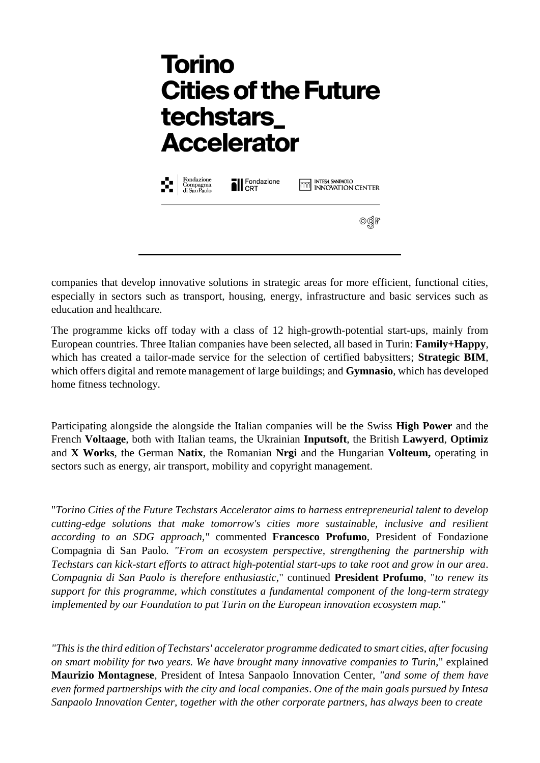companies that develop innovative solutions in strategic areas for more efficient, functional cities, especially in sectors such as transport, housing, energy, infrastructure and basic services such as education and healthcare.

The programme kicks off today with a class of 12 high-growth-potential start-ups, mainly from European countries. Three Italian companies have been selected, all based in Turin: **Family+Happy**, which has created a tailor-made service for the selection of certified babysitters; **Strategic BIM**, which offers digital and remote management of large buildings; and **Gymnasio**, which has developed home fitness technology.

Participating alongside the alongside the Italian companies will be the Swiss **High Power** and the French **Voltaage**, both with Italian teams, the Ukrainian **Inputsoft**, the British **Lawyerd**, **Optimiz** and **X Works**, the German **Natix**, the Romanian **Nrgi** and the Hungarian **Volteum,** operating in sectors such as energy, air transport, mobility and copyright management.

"*Torino Cities of the Future Techstars Accelerator aims to harness entrepreneurial talent to develop cutting-edge solutions that make tomorrow's cities more sustainable, inclusive and resilient according to an SDG approach,"* commented **Francesco Profumo**, President of Fondazione Compagnia di San Paolo. *"From an ecosystem perspective, strengthening the partnership with Techstars can kick-start efforts to attract high-potential start-ups to take root and grow in our area. Compagnia di San Paolo is therefore enthusiastic*," continued **President Profumo**, "*to renew its support for this programme, which constitutes a fundamental component of the long-term strategy implemented by our Foundation to put Turin on the European innovation ecosystem map.*"

*"This is the third edition of Techstars' accelerator programme dedicated to smart cities, after focusing on smart mobility for two years. We have brought many innovative companies to Turin,*" explained **Maurizio Montagnese**, President of Intesa Sanpaolo Innovation Center, *"and some of them have even formed partnerships with the city and local companies. One of the main goals pursued by Intesa Sanpaolo Innovation Center, together with the other corporate partners, has always been to create*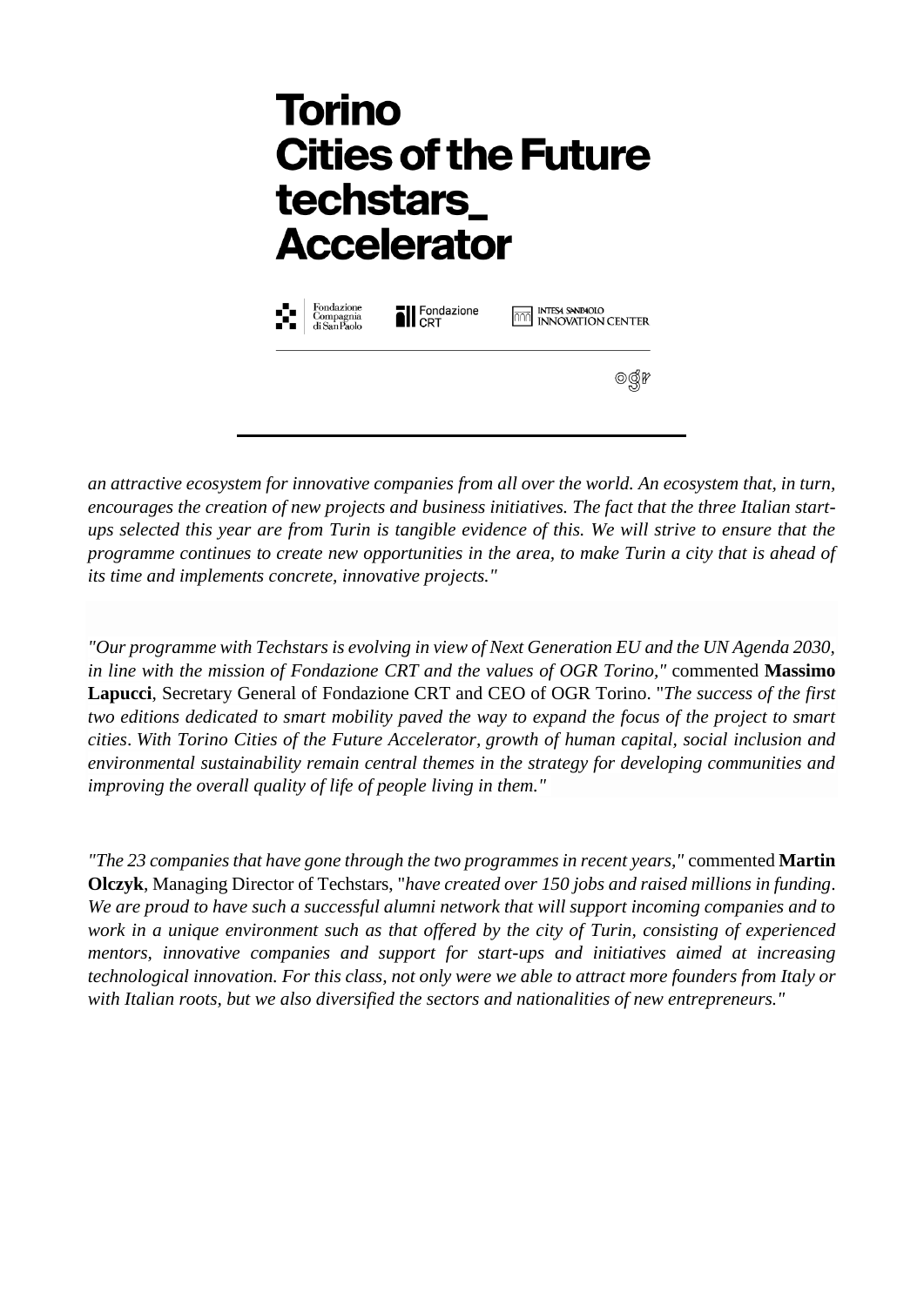an attractive ecosystem for innovative companies from all over the world. An ecosystem that, in turn, encourages the creation of new projects and business initiatives. The fact that the three Italian start-ups selected this year are from Turin is tangible evidence of this. We will strive to ensure that the programme continues to create new opportunities in the area, to make Turin a city that is ahead of its time and implements concrete, innovative projects."*

*"Our programme with Techstars is evolving in view of Next Generation EU and the UN Agenda 2030, in line with the mission of Fondazione CRT and the values of OGR Torino,"* commented **Massimo Lapucci**, Secretary General of Fondazione CRT and CEO of OGR Torino. "*The success of the first two editions dedicated to smart mobility paved the way to expand the focus of the project to smart cities. With Torino Cities of the Future Accelerator, growth of human capital, social inclusion and environmental sustainability remain central themes in the strategy for developing communities and improving the overall quality of life of people living in them."*

*"The 23 companies that have gone through the two programmes in recent years,"* commented **Martin Olczyk**, Managing Director of Techstars, "*have created over 150 jobs and raised millions in funding. We are proud to have such a successful alumni network that will support incoming companies and to work in a unique environment such as that offered by the city of Turin, consisting of experienced mentors, innovative companies and support for start-ups and initiatives aimed at increasing technological innovation. For this class, not only were we able to attract more founders from Italy or with Italian roots, but we also diversified the sectors and nationalities of new entrepreneurs."*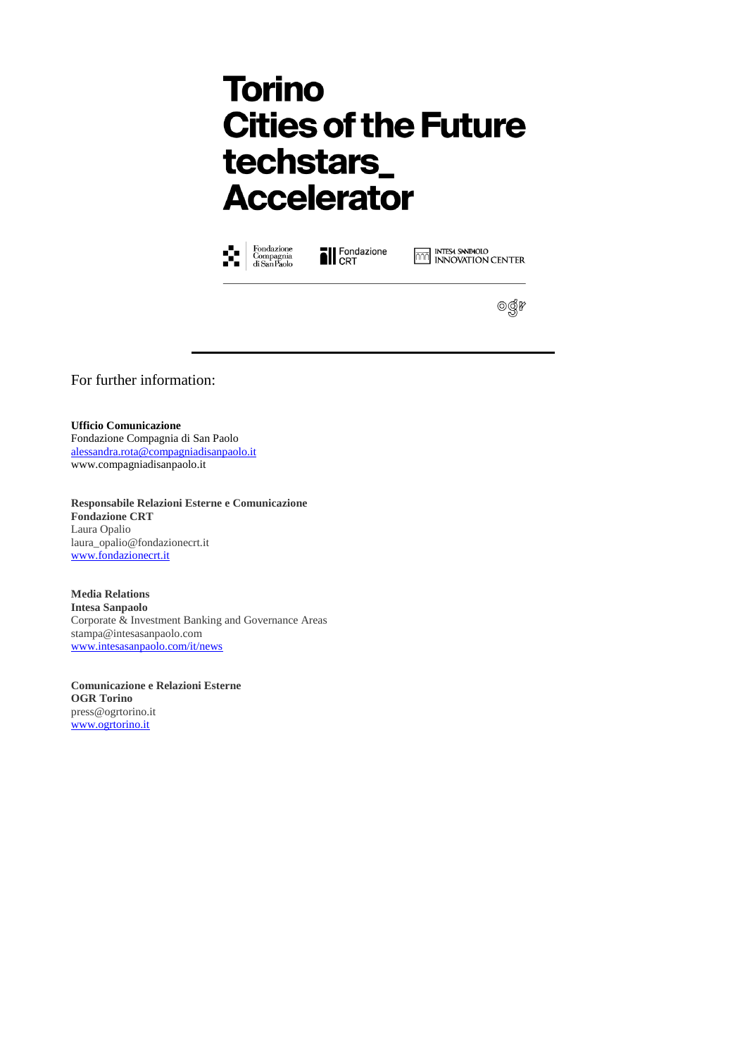# Torino
# Cities of the Future
# techstars_
# Accelerator

Fondazione Compagnia di San Paolo | Fondazione CRT | INTESA SANPAOLO INNOVATION CENTER

ogr

---

For further information:

**Ufficio Comunicazione**
Fondazione Compagnia di San Paolo
alessandra.rota@compagniadisanpaolo.it
www.compagniadisanpaolo.it

**Responsabile Relazioni Esterne e Comunicazione**
**Fondazione CRT**
Laura Opalio
laura_opalio@fondazionecrt.it
www.fondazionecrt.it

**Media Relations**
**Intesa Sanpaolo**
Corporate & Investment Banking and Governance Areas
stampa@intesasanpaolo.com
www.intesasanpaolo.com/it/news

**Comunicazione e Relazioni Esterne**
**OGR Torino**
press@ogrtorino.it
www.ogrtorino.it